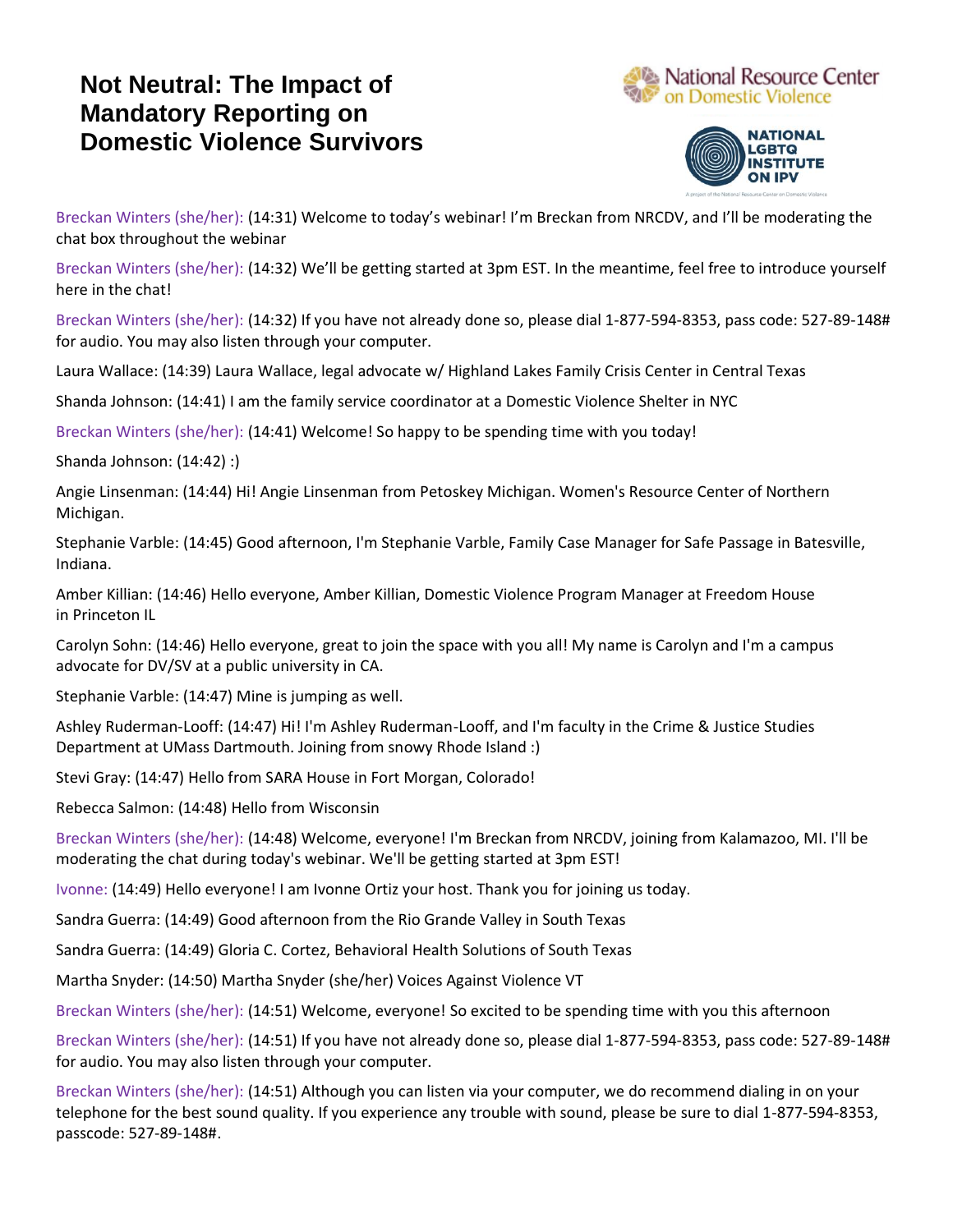# Not Neutral: The Impact of Mandatory Reporting on Domestic Violence Survivors

National Resource Center on Domestic Violence

NATIONAL LGBTQ INSTITUTE ON IPV

A project of the National Resource Center on Domestic Violence

Breckan Winters (she/her): (14:31) Welcome to today's webinar! I'm Breckan from NRCDV, and I'll be moderating the chat box throughout the webinar

Breckan Winters (she/her): (14:32) We'll be getting started at 3pm EST. In the meantime, feel free to introduce yourself here in the chat!

Breckan Winters (she/her): (14:32) If you have not already done so, please dial 1-877-594-8353, pass code: 527-89-148# for audio. You may also listen through your computer.

Laura Wallace: (14:39) Laura Wallace, legal advocate w/ Highland Lakes Family Crisis Center in Central Texas

Shanda Johnson: (14:41) I am the family service coordinator at a Domestic Violence Shelter in NYC

Breckan Winters (she/her): (14:41) Welcome! So happy to be spending time with you today!

Shanda Johnson: (14:42) :)

Angie Linsenman: (14:44) Hi! Angie Linsenman from Petoskey Michigan. Women's Resource Center of Northern Michigan.

Stephanie Varble: (14:45) Good afternoon, I'm Stephanie Varble, Family Case Manager for Safe Passage in Batesville, Indiana.

Amber Killian: (14:46) Hello everyone, Amber Killian, Domestic Violence Program Manager at Freedom House in Princeton IL

Carolyn Sohn: (14:46) Hello everyone, great to join the space with you all! My name is Carolyn and I'm a campus advocate for DV/SV at a public university in CA.

Stephanie Varble: (14:47) Mine is jumping as well.

Ashley Ruderman-Looff: (14:47) Hi! I'm Ashley Ruderman-Looff, and I'm faculty in the Crime & Justice Studies Department at UMass Dartmouth. Joining from snowy Rhode Island :)

Stevi Gray: (14:47) Hello from SARA House in Fort Morgan, Colorado!

Rebecca Salmon: (14:48) Hello from Wisconsin

Breckan Winters (she/her): (14:48) Welcome, everyone! I'm Breckan from NRCDV, joining from Kalamazoo, MI. I'll be moderating the chat during today's webinar. We'll be getting started at 3pm EST!

Ivonne: (14:49) Hello everyone! I am Ivonne Ortiz your host. Thank you for joining us today.

Sandra Guerra: (14:49) Good afternoon from the Rio Grande Valley in South Texas

Sandra Guerra: (14:49) Gloria C. Cortez, Behavioral Health Solutions of South Texas

Martha Snyder: (14:50) Martha Snyder (she/her) Voices Against Violence VT

Breckan Winters (she/her): (14:51) Welcome, everyone! So excited to be spending time with you this afternoon

Breckan Winters (she/her): (14:51) If you have not already done so, please dial 1-877-594-8353, pass code: 527-89-148# for audio. You may also listen through your computer.

Breckan Winters (she/her): (14:51) Although you can listen via your computer, we do recommend dialing in on your telephone for the best sound quality. If you experience any trouble with sound, please be sure to dial 1-877-594-8353, passcode: 527-89-148#.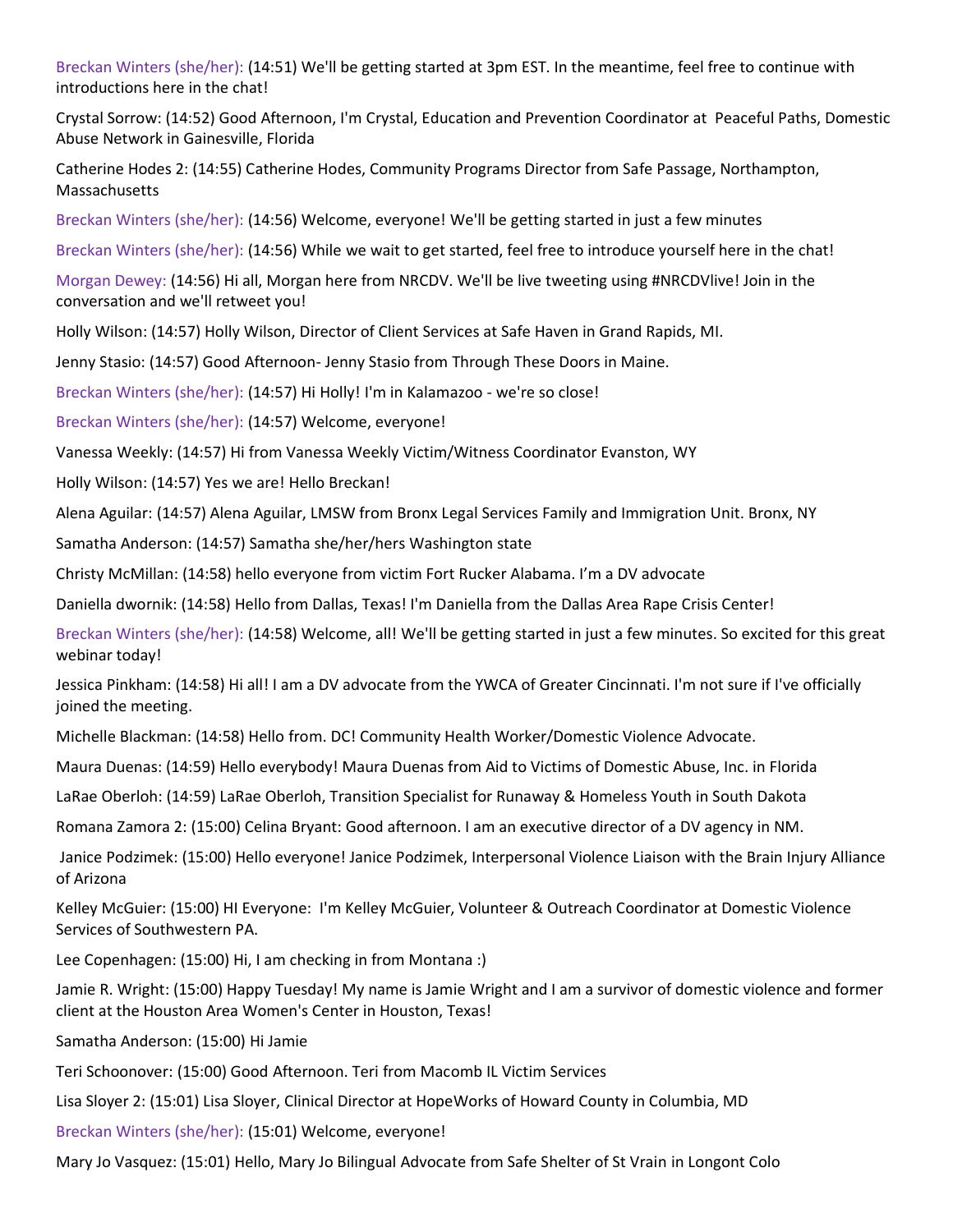Breckan Winters (she/her): (14:51) We'll be getting started at 3pm EST. In the meantime, feel free to continue with introductions here in the chat!

Crystal Sorrow: (14:52) Good Afternoon, I'm Crystal, Education and Prevention Coordinator at Peaceful Paths, Domestic Abuse Network in Gainesville, Florida

Catherine Hodes 2: (14:55) Catherine Hodes, Community Programs Director from Safe Passage, Northampton, Massachusetts

Breckan Winters (she/her): (14:56) Welcome, everyone! We'll be getting started in just a few minutes

Breckan Winters (she/her): (14:56) While we wait to get started, feel free to introduce yourself here in the chat!

Morgan Dewey: (14:56) Hi all, Morgan here from NRCDV. We'll be live tweeting using #NRCDVlive! Join in the conversation and we'll retweet you!

Holly Wilson: (14:57) Holly Wilson, Director of Client Services at Safe Haven in Grand Rapids, MI.

Jenny Stasio: (14:57) Good Afternoon- Jenny Stasio from Through These Doors in Maine.

Breckan Winters (she/her): (14:57) Hi Holly! I'm in Kalamazoo - we're so close!

Breckan Winters (she/her): (14:57) Welcome, everyone!

Vanessa Weekly: (14:57) Hi from Vanessa Weekly Victim/Witness Coordinator Evanston, WY

Holly Wilson: (14:57) Yes we are! Hello Breckan!

Alena Aguilar: (14:57) Alena Aguilar, LMSW from Bronx Legal Services Family and Immigration Unit. Bronx, NY

Samatha Anderson: (14:57) Samatha she/her/hers Washington state

Christy McMillan: (14:58) hello everyone from victim Fort Rucker Alabama. I'm a DV advocate

Daniella dwornik: (14:58) Hello from Dallas, Texas! I'm Daniella from the Dallas Area Rape Crisis Center!

Breckan Winters (she/her): (14:58) Welcome, all! We'll be getting started in just a few minutes. So excited for this great webinar today!

Jessica Pinkham: (14:58) Hi all! I am a DV advocate from the YWCA of Greater Cincinnati. I'm not sure if I've officially joined the meeting.

Michelle Blackman: (14:58) Hello from. DC! Community Health Worker/Domestic Violence Advocate.

Maura Duenas: (14:59) Hello everybody! Maura Duenas from Aid to Victims of Domestic Abuse, Inc. in Florida

LaRae Oberloh: (14:59) LaRae Oberloh, Transition Specialist for Runaway & Homeless Youth in South Dakota

Romana Zamora 2: (15:00) Celina Bryant: Good afternoon. I am an executive director of a DV agency in NM.

Janice Podzimek: (15:00) Hello everyone! Janice Podzimek, Interpersonal Violence Liaison with the Brain Injury Alliance of Arizona

Kelley McGuier: (15:00) HI Everyone: I'm Kelley McGuier, Volunteer & Outreach Coordinator at Domestic Violence Services of Southwestern PA.

Lee Copenhagen: (15:00) Hi, I am checking in from Montana :)

Jamie R. Wright: (15:00) Happy Tuesday! My name is Jamie Wright and I am a survivor of domestic violence and former client at the Houston Area Women's Center in Houston, Texas!

Samatha Anderson: (15:00) Hi Jamie

Teri Schoonover: (15:00) Good Afternoon. Teri from Macomb IL Victim Services

Lisa Sloyer 2: (15:01) Lisa Sloyer, Clinical Director at HopeWorks of Howard County in Columbia, MD

Breckan Winters (she/her): (15:01) Welcome, everyone!

Mary Jo Vasquez: (15:01) Hello, Mary Jo Bilingual Advocate from Safe Shelter of St Vrain in Longont Colo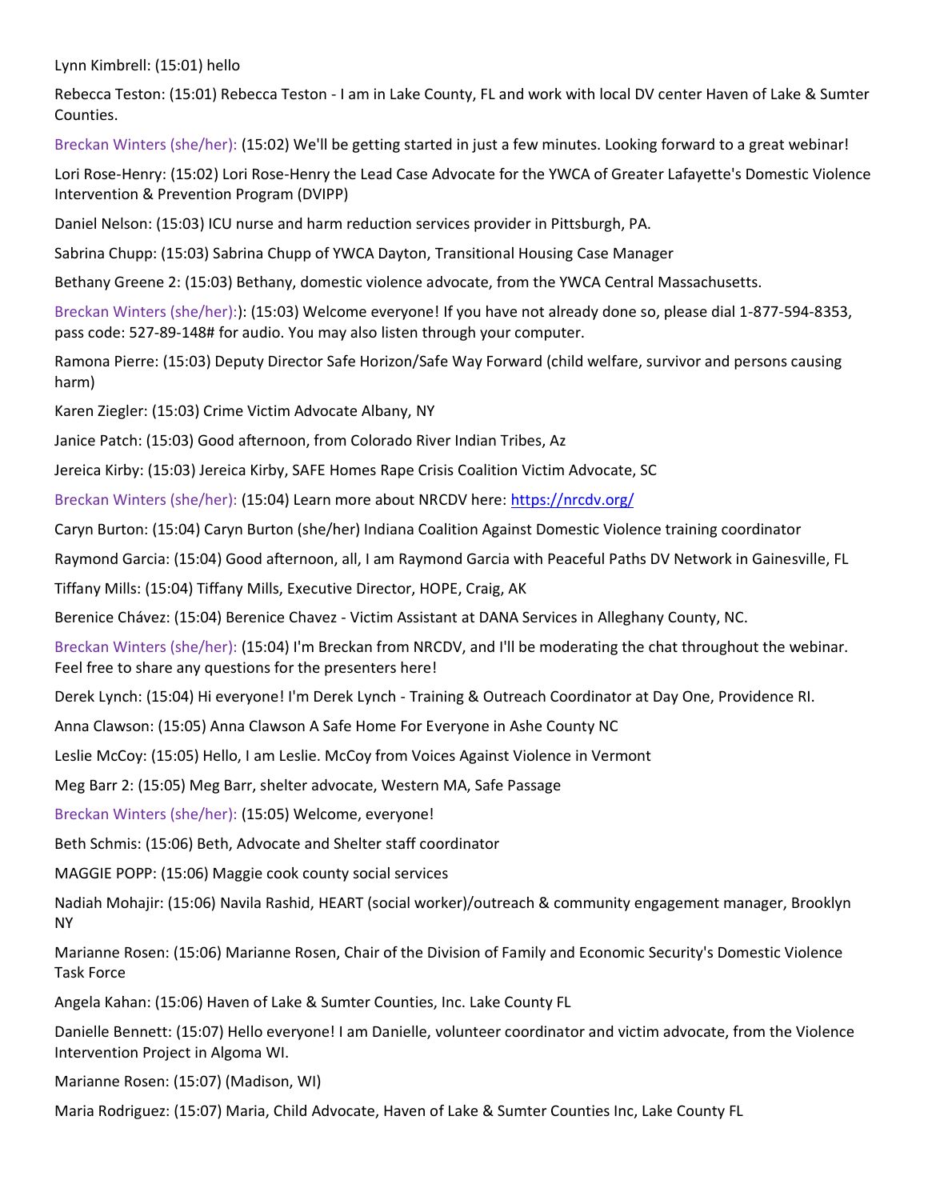Lynn Kimbrell: (15:01) hello

Rebecca Teston: (15:01) Rebecca Teston - I am in Lake County, FL and work with local DV center Haven of Lake & Sumter Counties.

Breckan Winters (she/her): (15:02) We'll be getting started in just a few minutes. Looking forward to a great webinar!

Lori Rose-Henry: (15:02) Lori Rose-Henry the Lead Case Advocate for the YWCA of Greater Lafayette's Domestic Violence Intervention & Prevention Program (DVIPP)

Daniel Nelson: (15:03) ICU nurse and harm reduction services provider in Pittsburgh, PA.

Sabrina Chupp: (15:03) Sabrina Chupp of YWCA Dayton, Transitional Housing Case Manager

Bethany Greene 2: (15:03) Bethany, domestic violence advocate, from the YWCA Central Massachusetts.

Breckan Winters (she/her):): (15:03) Welcome everyone! If you have not already done so, please dial 1-877-594-8353, pass code: 527-89-148# for audio. You may also listen through your computer.

Ramona Pierre: (15:03) Deputy Director Safe Horizon/Safe Way Forward (child welfare, survivor and persons causing harm)

Karen Ziegler: (15:03) Crime Victim Advocate Albany, NY

Janice Patch: (15:03) Good afternoon, from Colorado River Indian Tribes, Az

Jereica Kirby: (15:03) Jereica Kirby, SAFE Homes Rape Crisis Coalition Victim Advocate, SC

Breckan Winters (she/her): (15:04) Learn more about NRCDV here: [https://nrcdv.org/](https://nrcdv.org/)

Caryn Burton: (15:04) Caryn Burton (she/her) Indiana Coalition Against Domestic Violence training coordinator

Raymond Garcia: (15:04) Good afternoon, all, I am Raymond Garcia with Peaceful Paths DV Network in Gainesville, FL

Tiffany Mills: (15:04) Tiffany Mills, Executive Director, HOPE, Craig, AK

Berenice Chávez: (15:04) Berenice Chavez - Victim Assistant at DANA Services in Alleghany County, NC.

Breckan Winters (she/her): (15:04) I'm Breckan from NRCDV, and I'll be moderating the chat throughout the webinar. Feel free to share any questions for the presenters here!

Derek Lynch: (15:04) Hi everyone! I'm Derek Lynch - Training & Outreach Coordinator at Day One, Providence RI.

Anna Clawson: (15:05) Anna Clawson A Safe Home For Everyone in Ashe County NC

Leslie McCoy: (15:05) Hello, I am Leslie. McCoy from Voices Against Violence in Vermont

Meg Barr 2: (15:05) Meg Barr, shelter advocate, Western MA, Safe Passage

Breckan Winters (she/her): (15:05) Welcome, everyone!

Beth Schmis: (15:06) Beth, Advocate and Shelter staff coordinator

MAGGIE POPP: (15:06) Maggie cook county social services

Nadiah Mohajir: (15:06) Navila Rashid, HEART (social worker)/outreach & community engagement manager, Brooklyn NY

Marianne Rosen: (15:06) Marianne Rosen, Chair of the Division of Family and Economic Security's Domestic Violence Task Force

Angela Kahan: (15:06) Haven of Lake & Sumter Counties, Inc. Lake County FL

Danielle Bennett: (15:07) Hello everyone! I am Danielle, volunteer coordinator and victim advocate, from the Violence Intervention Project in Algoma WI.

Marianne Rosen: (15:07) (Madison, WI)

Maria Rodriguez: (15:07) Maria, Child Advocate, Haven of Lake & Sumter Counties Inc, Lake County FL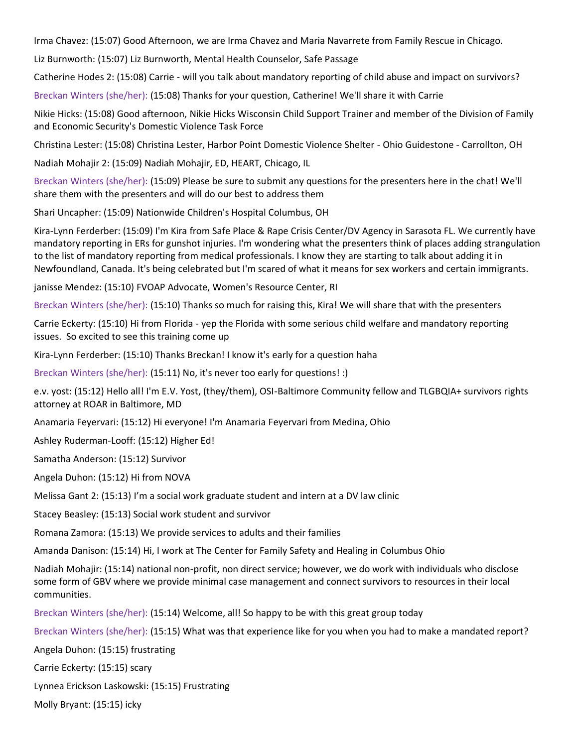Irma Chavez: (15:07) Good Afternoon, we are Irma Chavez and Maria Navarrete from Family Rescue in Chicago.

Liz Burnworth: (15:07) Liz Burnworth, Mental Health Counselor, Safe Passage

Catherine Hodes 2: (15:08) Carrie - will you talk about mandatory reporting of child abuse and impact on survivors?

Breckan Winters (she/her): (15:08) Thanks for your question, Catherine! We'll share it with Carrie

Nikie Hicks: (15:08) Good afternoon, Nikie Hicks Wisconsin Child Support Trainer and member of the Division of Family and Economic Security's Domestic Violence Task Force

Christina Lester: (15:08) Christina Lester, Harbor Point Domestic Violence Shelter - Ohio Guidestone - Carrollton, OH

Nadiah Mohajir 2: (15:09) Nadiah Mohajir, ED, HEART, Chicago, IL

Breckan Winters (she/her): (15:09) Please be sure to submit any questions for the presenters here in the chat! We'll share them with the presenters and will do our best to address them

Shari Uncapher: (15:09) Nationwide Children's Hospital Columbus, OH

Kira-Lynn Ferderber: (15:09) I'm Kira from Safe Place & Rape Crisis Center/DV Agency in Sarasota FL. We currently have mandatory reporting in ERs for gunshot injuries. I'm wondering what the presenters think of places adding strangulation to the list of mandatory reporting from medical professionals. I know they are starting to talk about adding it in Newfoundland, Canada. It's being celebrated but I'm scared of what it means for sex workers and certain immigrants.

janisse Mendez: (15:10) FVOAP Advocate, Women's Resource Center, RI

Breckan Winters (she/her): (15:10) Thanks so much for raising this, Kira! We will share that with the presenters

Carrie Eckerty: (15:10) Hi from Florida - yep the Florida with some serious child welfare and mandatory reporting issues. So excited to see this training come up

Kira-Lynn Ferderber: (15:10) Thanks Breckan! I know it's early for a question haha

Breckan Winters (she/her): (15:11) No, it's never too early for questions! :)

e.v. yost: (15:12) Hello all! I'm E.V. Yost, (they/them), OSI-Baltimore Community fellow and TLGBQIA+ survivors rights attorney at ROAR in Baltimore, MD

Anamaria Feyervari: (15:12) Hi everyone! I'm Anamaria Feyervari from Medina, Ohio

Ashley Ruderman-Looff: (15:12) Higher Ed!

Samatha Anderson: (15:12) Survivor

Angela Duhon: (15:12) Hi from NOVA

Melissa Gant 2: (15:13) I'm a social work graduate student and intern at a DV law clinic

Stacey Beasley: (15:13) Social work student and survivor

Romana Zamora: (15:13) We provide services to adults and their families

Amanda Danison: (15:14) Hi, I work at The Center for Family Safety and Healing in Columbus Ohio

Nadiah Mohajir: (15:14) national non-profit, non direct service; however, we do work with individuals who disclose some form of GBV where we provide minimal case management and connect survivors to resources in their local communities.

Breckan Winters (she/her): (15:14) Welcome, all! So happy to be with this great group today

Breckan Winters (she/her): (15:15) What was that experience like for you when you had to make a mandated report?

Angela Duhon: (15:15) frustrating

Carrie Eckerty: (15:15) scary

Lynnea Erickson Laskowski: (15:15) Frustrating

Molly Bryant: (15:15) icky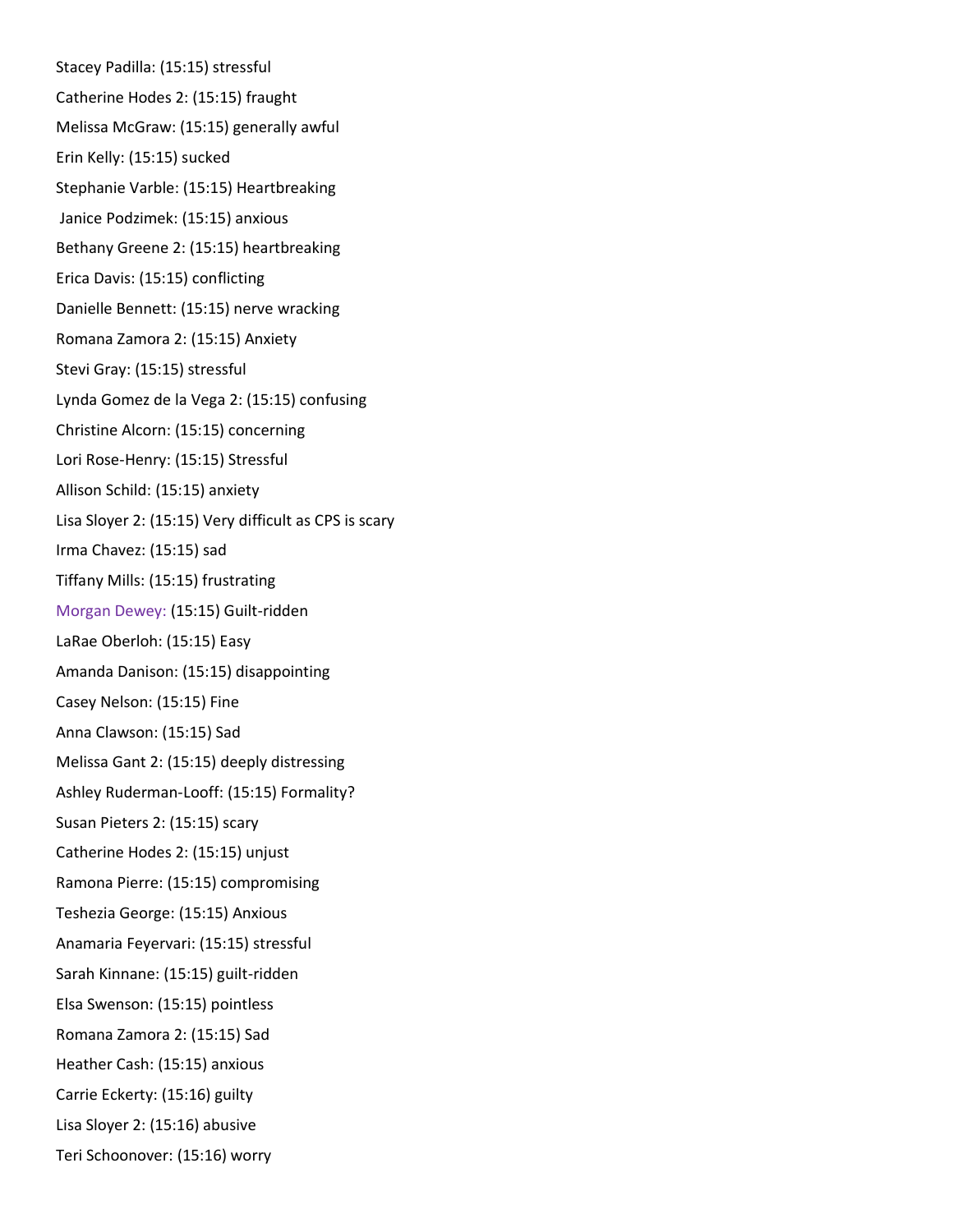Stacey Padilla: (15:15) stressful

Catherine Hodes 2: (15:15) fraught

Melissa McGraw: (15:15) generally awful

Erin Kelly: (15:15) sucked

Stephanie Varble: (15:15) Heartbreaking

Janice Podzimek: (15:15) anxious

Bethany Greene 2: (15:15) heartbreaking

Erica Davis: (15:15) conflicting

Danielle Bennett: (15:15) nerve wracking

Romana Zamora 2: (15:15) Anxiety

Stevi Gray: (15:15) stressful

Lynda Gomez de la Vega 2: (15:15) confusing

Christine Alcorn: (15:15) concerning

Lori Rose-Henry: (15:15) Stressful

Allison Schild: (15:15) anxiety

Lisa Sloyer 2: (15:15) Very difficult as CPS is scary

Irma Chavez: (15:15) sad

Tiffany Mills: (15:15) frustrating

Morgan Dewey: (15:15) Guilt-ridden

LaRae Oberloh: (15:15) Easy

Amanda Danison: (15:15) disappointing

Casey Nelson: (15:15) Fine

Anna Clawson: (15:15) Sad

Melissa Gant 2: (15:15) deeply distressing

Ashley Ruderman-Looff: (15:15) Formality?

Susan Pieters 2: (15:15) scary

Catherine Hodes 2: (15:15) unjust

Ramona Pierre: (15:15) compromising

Teshezia George: (15:15) Anxious

Anamaria Feyervari: (15:15) stressful

Sarah Kinnane: (15:15) guilt-ridden

Elsa Swenson: (15:15) pointless

Romana Zamora 2: (15:15) Sad

Heather Cash: (15:15) anxious

Carrie Eckerty: (15:16) guilty

Lisa Sloyer 2: (15:16) abusive

Teri Schoonover: (15:16) worry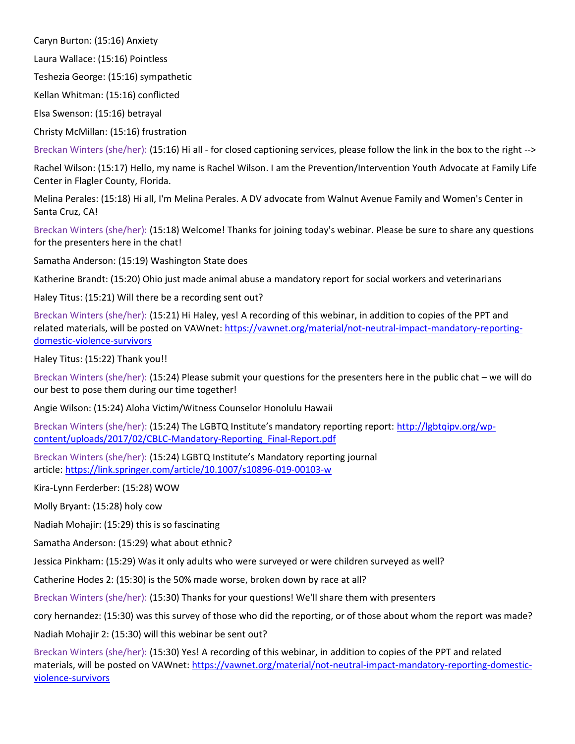Caryn Burton: (15:16) Anxiety

Laura Wallace: (15:16) Pointless

Teshezia George: (15:16) sympathetic

Kellan Whitman: (15:16) conflicted

Elsa Swenson: (15:16) betrayal

Christy McMillan: (15:16) frustration

Breckan Winters (she/her): (15:16) Hi all - for closed captioning services, please follow the link in the box to the right -->

Rachel Wilson: (15:17) Hello, my name is Rachel Wilson. I am the Prevention/Intervention Youth Advocate at Family Life Center in Flagler County, Florida.

Melina Perales: (15:18) Hi all, I'm Melina Perales. A DV advocate from Walnut Avenue Family and Women's Center in Santa Cruz, CA!

Breckan Winters (she/her): (15:18) Welcome! Thanks for joining today's webinar. Please be sure to share any questions for the presenters here in the chat!

Samatha Anderson: (15:19) Washington State does

Katherine Brandt: (15:20) Ohio just made animal abuse a mandatory report for social workers and veterinarians

Haley Titus: (15:21) Will there be a recording sent out?

Breckan Winters (she/her): (15:21) Hi Haley, yes! A recording of this webinar, in addition to copies of the PPT and related materials, will be posted on VAWnet: https://vawnet.org/material/not-neutral-impact-mandatory-reporting-domestic-violence-survivors

Haley Titus: (15:22) Thank you!!

Breckan Winters (she/her): (15:24) Please submit your questions for the presenters here in the public chat – we will do our best to pose them during our time together!

Angie Wilson: (15:24) Aloha Victim/Witness Counselor Honolulu Hawaii

Breckan Winters (she/her): (15:24) The LGBTQ Institute's mandatory reporting report: http://lgbtqipv.org/wp-content/uploads/2017/02/CBLC-Mandatory-Reporting_Final-Report.pdf

Breckan Winters (she/her): (15:24) LGBTQ Institute's Mandatory reporting journal article: https://link.springer.com/article/10.1007/s10896-019-00103-w

Kira-Lynn Ferderber: (15:28) WOW

Molly Bryant: (15:28) holy cow

Nadiah Mohajir: (15:29) this is so fascinating

Samatha Anderson: (15:29) what about ethnic?

Jessica Pinkham: (15:29) Was it only adults who were surveyed or were children surveyed as well?

Catherine Hodes 2: (15:30) is the 50% made worse, broken down by race at all?

Breckan Winters (she/her): (15:30) Thanks for your questions! We'll share them with presenters

cory hernandez: (15:30) was this survey of those who did the reporting, or of those about whom the report was made?

Nadiah Mohajir 2: (15:30) will this webinar be sent out?

Breckan Winters (she/her): (15:30) Yes! A recording of this webinar, in addition to copies of the PPT and related materials, will be posted on VAWnet: https://vawnet.org/material/not-neutral-impact-mandatory-reporting-domestic-violence-survivors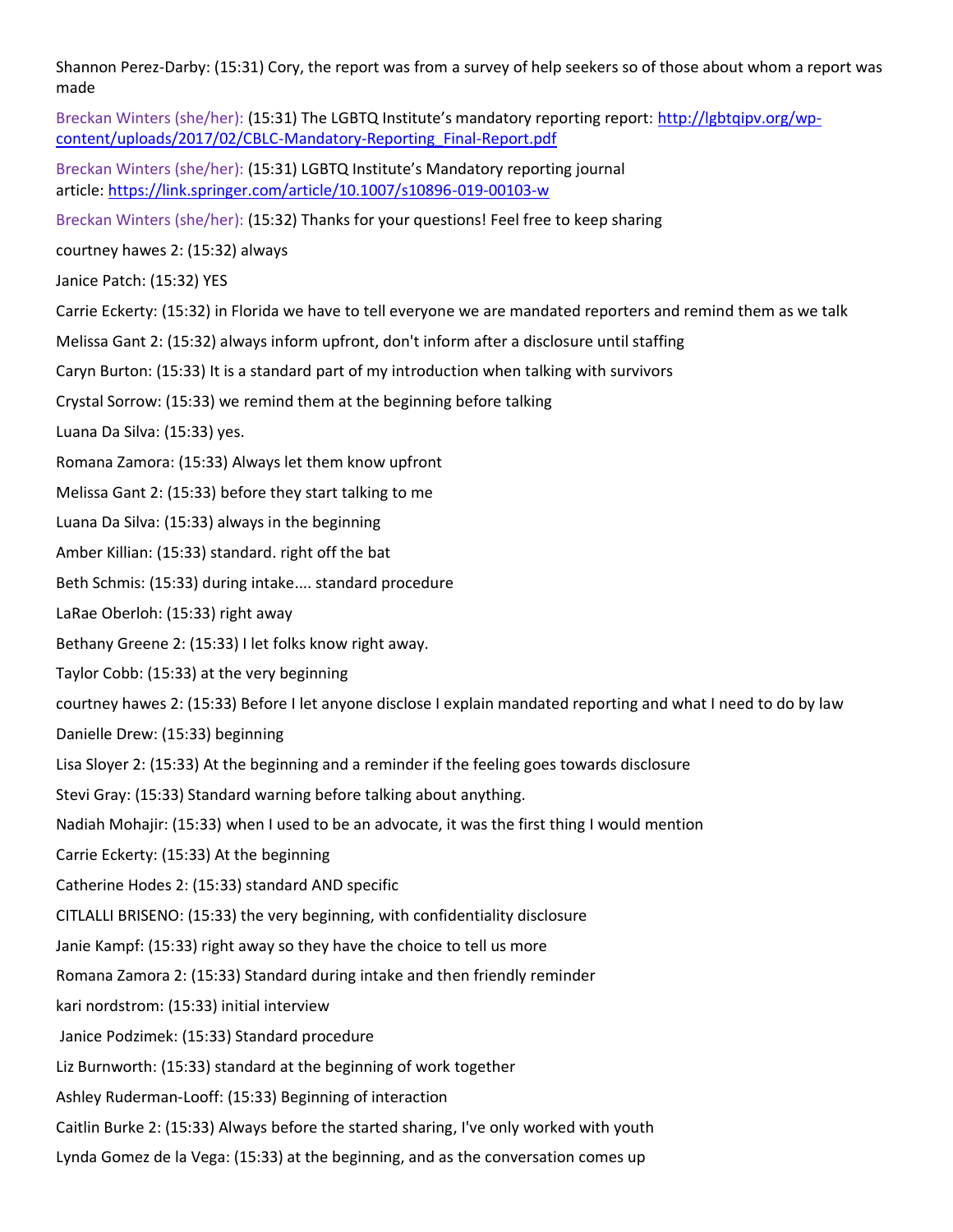Shannon Perez-Darby: (15:31) Cory, the report was from a survey of help seekers so of those about whom a report was made

Breckan Winters (she/her): (15:31) The LGBTQ Institute's mandatory reporting report: [http://lgbtqipv.org/wp-content/uploads/2017/02/CBLC-Mandatory-Reporting_Final-Report.pdf](http://lgbtqipv.org/wp-content/uploads/2017/02/CBLC-Mandatory-Reporting_Final-Report.pdf)

Breckan Winters (she/her): (15:31) LGBTQ Institute's Mandatory reporting journal article: [https://link.springer.com/article/10.1007/s10896-019-00103-w](https://link.springer.com/article/10.1007/s10896-019-00103-w)

Breckan Winters (she/her): (15:32) Thanks for your questions! Feel free to keep sharing

courtney hawes 2: (15:32) always

Janice Patch: (15:32) YES

Carrie Eckerty: (15:32) in Florida we have to tell everyone we are mandated reporters and remind them as we talk

Melissa Gant 2: (15:32) always inform upfront, don't inform after a disclosure until staffing

Caryn Burton: (15:33) It is a standard part of my introduction when talking with survivors

Crystal Sorrow: (15:33) we remind them at the beginning before talking

Luana Da Silva: (15:33) yes.

Romana Zamora: (15:33) Always let them know upfront

Melissa Gant 2: (15:33) before they start talking to me

Luana Da Silva: (15:33) always in the beginning

Amber Killian: (15:33) standard. right off the bat

Beth Schmis: (15:33) during intake.... standard procedure

LaRae Oberloh: (15:33) right away

Bethany Greene 2: (15:33) I let folks know right away.

Taylor Cobb: (15:33) at the very beginning

courtney hawes 2: (15:33) Before I let anyone disclose I explain mandated reporting and what I need to do by law

Danielle Drew: (15:33) beginning

Lisa Sloyer 2: (15:33) At the beginning and a reminder if the feeling goes towards disclosure

Stevi Gray: (15:33) Standard warning before talking about anything.

Nadiah Mohajir: (15:33) when I used to be an advocate, it was the first thing I would mention

Carrie Eckerty: (15:33) At the beginning

Catherine Hodes 2: (15:33) standard AND specific

CITLALLI BRISENO: (15:33) the very beginning, with confidentiality disclosure

Janie Kampf: (15:33) right away so they have the choice to tell us more

Romana Zamora 2: (15:33) Standard during intake and then friendly reminder

kari nordstrom: (15:33) initial interview

Janice Podzimek: (15:33) Standard procedure

Liz Burnworth: (15:33) standard at the beginning of work together

Ashley Ruderman-Looff: (15:33) Beginning of interaction

Caitlin Burke 2: (15:33) Always before the started sharing, I've only worked with youth

Lynda Gomez de la Vega: (15:33) at the beginning, and as the conversation comes up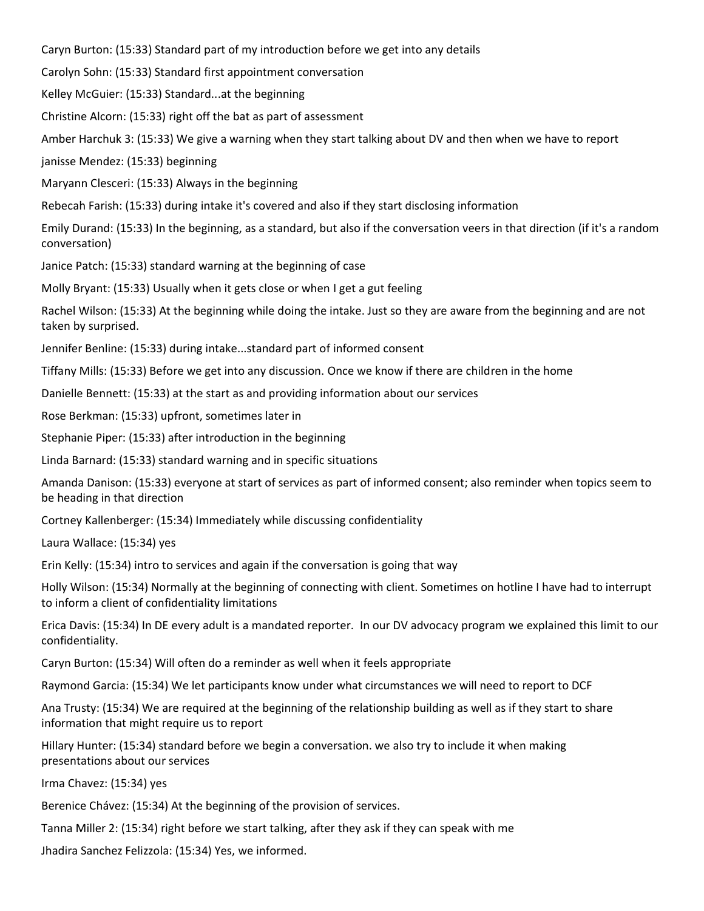Caryn Burton: (15:33) Standard part of my introduction before we get into any details

Carolyn Sohn: (15:33) Standard first appointment conversation

Kelley McGuier: (15:33) Standard...at the beginning

Christine Alcorn: (15:33) right off the bat as part of assessment

Amber Harchuk 3: (15:33) We give a warning when they start talking about DV and then when we have to report

janisse Mendez: (15:33) beginning

Maryann Clesceri: (15:33) Always in the beginning

Rebecah Farish: (15:33) during intake it's covered and also if they start disclosing information

Emily Durand: (15:33) In the beginning, as a standard, but also if the conversation veers in that direction (if it's a random conversation)

Janice Patch: (15:33) standard warning at the beginning of case

Molly Bryant: (15:33) Usually when it gets close or when I get a gut feeling

Rachel Wilson: (15:33) At the beginning while doing the intake. Just so they are aware from the beginning and are not taken by surprised.

Jennifer Benline: (15:33) during intake...standard part of informed consent

Tiffany Mills: (15:33) Before we get into any discussion. Once we know if there are children in the home

Danielle Bennett: (15:33) at the start as and providing information about our services

Rose Berkman: (15:33) upfront, sometimes later in

Stephanie Piper: (15:33) after introduction in the beginning

Linda Barnard: (15:33) standard warning and in specific situations

Amanda Danison: (15:33) everyone at start of services as part of informed consent; also reminder when topics seem to be heading in that direction

Cortney Kallenberger: (15:34) Immediately while discussing confidentiality

Laura Wallace: (15:34) yes

Erin Kelly: (15:34) intro to services and again if the conversation is going that way

Holly Wilson: (15:34) Normally at the beginning of connecting with client. Sometimes on hotline I have had to interrupt to inform a client of confidentiality limitations

Erica Davis: (15:34) In DE every adult is a mandated reporter. In our DV advocacy program we explained this limit to our confidentiality.

Caryn Burton: (15:34) Will often do a reminder as well when it feels appropriate

Raymond Garcia: (15:34) We let participants know under what circumstances we will need to report to DCF

Ana Trusty: (15:34) We are required at the beginning of the relationship building as well as if they start to share information that might require us to report

Hillary Hunter: (15:34) standard before we begin a conversation. we also try to include it when making presentations about our services

Irma Chavez: (15:34) yes

Berenice Chávez: (15:34) At the beginning of the provision of services.

Tanna Miller 2: (15:34) right before we start talking, after they ask if they can speak with me

Jhadira Sanchez Felizzola: (15:34) Yes, we informed.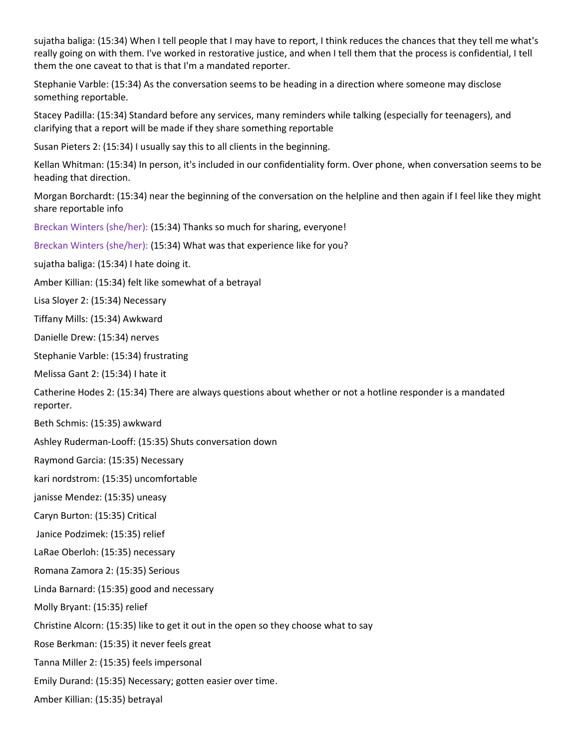sujatha baliga: (15:34) When I tell people that I may have to report, I think reduces the chances that they tell me what's really going on with them. I've worked in restorative justice, and when I tell them that the process is confidential, I tell them the one caveat to that is that I'm a mandated reporter.

Stephanie Varble: (15:34) As the conversation seems to be heading in a direction where someone may disclose something reportable.

Stacey Padilla: (15:34) Standard before any services, many reminders while talking (especially for teenagers), and clarifying that a report will be made if they share something reportable

Susan Pieters 2: (15:34) I usually say this to all clients in the beginning.

Kellan Whitman: (15:34) In person, it's included in our confidentiality form. Over phone, when conversation seems to be heading that direction.

Morgan Borchardt: (15:34) near the beginning of the conversation on the helpline and then again if I feel like they might share reportable info

Breckan Winters (she/her): (15:34) Thanks so much for sharing, everyone!

Breckan Winters (she/her): (15:34) What was that experience like for you?

sujatha baliga: (15:34) I hate doing it.

Amber Killian: (15:34) felt like somewhat of a betrayal

Lisa Sloyer 2: (15:34) Necessary

Tiffany Mills: (15:34) Awkward

Danielle Drew: (15:34) nerves

Stephanie Varble: (15:34) frustrating

Melissa Gant 2: (15:34) I hate it

Catherine Hodes 2: (15:34) There are always questions about whether or not a hotline responder is a mandated reporter.

Beth Schmis: (15:35) awkward

Ashley Ruderman-Looff: (15:35) Shuts conversation down

Raymond Garcia: (15:35) Necessary

kari nordstrom: (15:35) uncomfortable

janisse Mendez: (15:35) uneasy

Caryn Burton: (15:35) Critical

Janice Podzimek: (15:35) relief

LaRae Oberloh: (15:35) necessary

Romana Zamora 2: (15:35) Serious

Linda Barnard: (15:35) good and necessary

Molly Bryant: (15:35) relief

Christine Alcorn: (15:35) like to get it out in the open so they choose what to say

Rose Berkman: (15:35) it never feels great

Tanna Miller 2: (15:35) feels impersonal

Emily Durand: (15:35) Necessary; gotten easier over time.

Amber Killian: (15:35) betrayal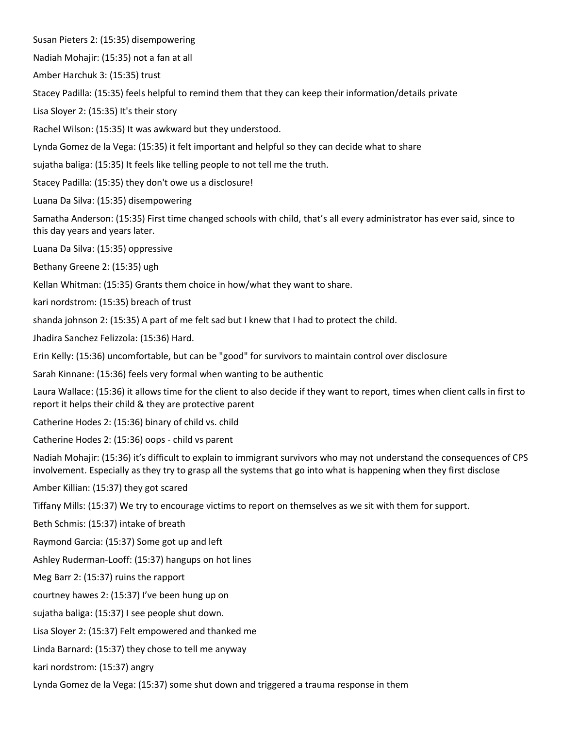Susan Pieters 2: (15:35) disempowering

Nadiah Mohajir: (15:35) not a fan at all

Amber Harchuk 3: (15:35) trust

Stacey Padilla: (15:35) feels helpful to remind them that they can keep their information/details private

Lisa Sloyer 2: (15:35) It's their story

Rachel Wilson: (15:35) It was awkward but they understood.

Lynda Gomez de la Vega: (15:35) it felt important and helpful so they can decide what to share

sujatha baliga: (15:35) It feels like telling people to not tell me the truth.

Stacey Padilla: (15:35) they don't owe us a disclosure!

Luana Da Silva: (15:35) disempowering

Samatha Anderson: (15:35) First time changed schools with child, that's all every administrator has ever said, since to this day years and years later.

Luana Da Silva: (15:35) oppressive

Bethany Greene 2: (15:35) ugh

Kellan Whitman: (15:35) Grants them choice in how/what they want to share.

kari nordstrom: (15:35) breach of trust

shanda johnson 2: (15:35) A part of me felt sad but I knew that I had to protect the child.

Jhadira Sanchez Felizzola: (15:36) Hard.

Erin Kelly: (15:36) uncomfortable, but can be "good" for survivors to maintain control over disclosure

Sarah Kinnane: (15:36) feels very formal when wanting to be authentic

Laura Wallace: (15:36) it allows time for the client to also decide if they want to report, times when client calls in first to report it helps their child & they are protective parent

Catherine Hodes 2: (15:36) binary of child vs. child

Catherine Hodes 2: (15:36) oops - child vs parent

Nadiah Mohajir: (15:36) it's difficult to explain to immigrant survivors who may not understand the consequences of CPS involvement. Especially as they try to grasp all the systems that go into what is happening when they first disclose

Amber Killian: (15:37) they got scared

Tiffany Mills: (15:37) We try to encourage victims to report on themselves as we sit with them for support.

Beth Schmis: (15:37) intake of breath

Raymond Garcia: (15:37) Some got up and left

Ashley Ruderman-Looff: (15:37) hangups on hot lines

Meg Barr 2: (15:37) ruins the rapport

courtney hawes 2: (15:37) I've been hung up on

sujatha baliga: (15:37) I see people shut down.

Lisa Sloyer 2: (15:37) Felt empowered and thanked me

Linda Barnard: (15:37) they chose to tell me anyway

kari nordstrom: (15:37) angry

Lynda Gomez de la Vega: (15:37) some shut down and triggered a trauma response in them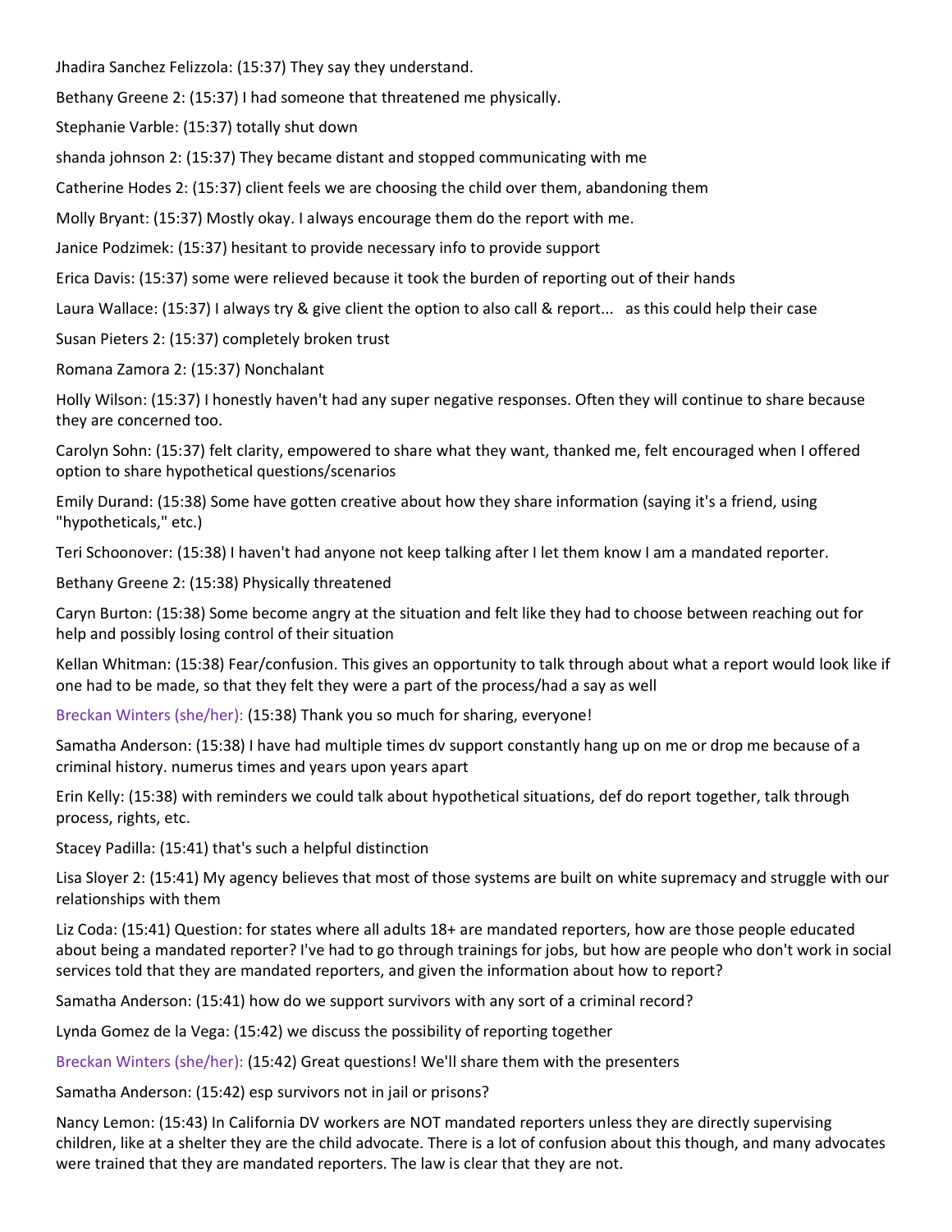Jhadira Sanchez Felizzola: (15:37) They say they understand.

Bethany Greene 2: (15:37) I had someone that threatened me physically.

Stephanie Varble: (15:37) totally shut down

shanda johnson 2: (15:37) They became distant and stopped communicating with me

Catherine Hodes 2: (15:37) client feels we are choosing the child over them, abandoning them

Molly Bryant: (15:37) Mostly okay. I always encourage them do the report with me.

Janice Podzimek: (15:37) hesitant to provide necessary info to provide support

Erica Davis: (15:37) some were relieved because it took the burden of reporting out of their hands

Laura Wallace: (15:37) I always try & give client the option to also call & report... as this could help their case

Susan Pieters 2: (15:37) completely broken trust

Romana Zamora 2: (15:37) Nonchalant

Holly Wilson: (15:37) I honestly haven't had any super negative responses. Often they will continue to share because they are concerned too.

Carolyn Sohn: (15:37) felt clarity, empowered to share what they want, thanked me, felt encouraged when I offered option to share hypothetical questions/scenarios

Emily Durand: (15:38) Some have gotten creative about how they share information (saying it's a friend, using "hypotheticals," etc.)

Teri Schoonover: (15:38) I haven't had anyone not keep talking after I let them know I am a mandated reporter.

Bethany Greene 2: (15:38) Physically threatened

Caryn Burton: (15:38) Some become angry at the situation and felt like they had to choose between reaching out for help and possibly losing control of their situation

Kellan Whitman: (15:38) Fear/confusion. This gives an opportunity to talk through about what a report would look like if one had to be made, so that they felt they were a part of the process/had a say as well

Breckan Winters (she/her): (15:38) Thank you so much for sharing, everyone!

Samatha Anderson: (15:38) I have had multiple times dv support constantly hang up on me or drop me because of a criminal history. numerus times and years upon years apart

Erin Kelly: (15:38) with reminders we could talk about hypothetical situations, def do report together, talk through process, rights, etc.

Stacey Padilla: (15:41) that's such a helpful distinction

Lisa Sloyer 2: (15:41) My agency believes that most of those systems are built on white supremacy and struggle with our relationships with them

Liz Coda: (15:41) Question: for states where all adults 18+ are mandated reporters, how are those people educated about being a mandated reporter? I've had to go through trainings for jobs, but how are people who don't work in social services told that they are mandated reporters, and given the information about how to report?

Samatha Anderson: (15:41) how do we support survivors with any sort of a criminal record?

Lynda Gomez de la Vega: (15:42) we discuss the possibility of reporting together

Breckan Winters (she/her): (15:42) Great questions! We'll share them with the presenters

Samatha Anderson: (15:42) esp survivors not in jail or prisons?

Nancy Lemon: (15:43) In California DV workers are NOT mandated reporters unless they are directly supervising children, like at a shelter they are the child advocate. There is a lot of confusion about this though, and many advocates were trained that they are mandated reporters. The law is clear that they are not.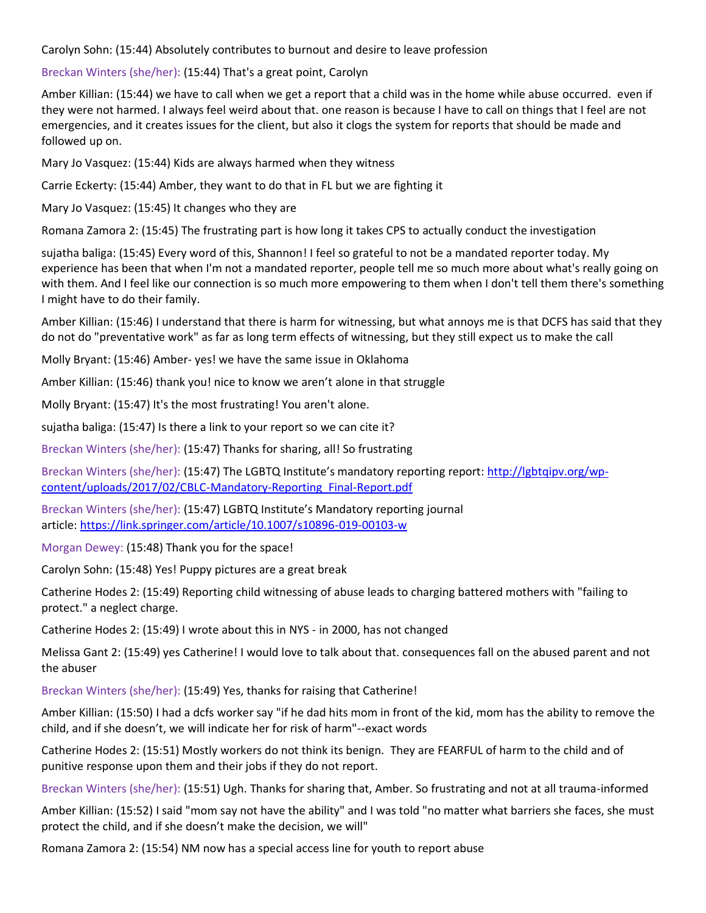Carolyn Sohn: (15:44) Absolutely contributes to burnout and desire to leave profession

Breckan Winters (she/her): (15:44) That's a great point, Carolyn

Amber Killian: (15:44) we have to call when we get a report that a child was in the home while abuse occurred. even if they were not harmed. I always feel weird about that. one reason is because I have to call on things that I feel are not emergencies, and it creates issues for the client, but also it clogs the system for reports that should be made and followed up on.

Mary Jo Vasquez: (15:44) Kids are always harmed when they witness

Carrie Eckerty: (15:44) Amber, they want to do that in FL but we are fighting it

Mary Jo Vasquez: (15:45) It changes who they are

Romana Zamora 2: (15:45) The frustrating part is how long it takes CPS to actually conduct the investigation

sujatha baliga: (15:45) Every word of this, Shannon! I feel so grateful to not be a mandated reporter today. My experience has been that when I'm not a mandated reporter, people tell me so much more about what's really going on with them. And I feel like our connection is so much more empowering to them when I don't tell them there's something I might have to do their family.

Amber Killian: (15:46) I understand that there is harm for witnessing, but what annoys me is that DCFS has said that they do not do "preventative work" as far as long term effects of witnessing, but they still expect us to make the call

Molly Bryant: (15:46) Amber- yes! we have the same issue in Oklahoma

Amber Killian: (15:46) thank you! nice to know we aren't alone in that struggle

Molly Bryant: (15:47) It's the most frustrating! You aren't alone.

sujatha baliga: (15:47) Is there a link to your report so we can cite it?

Breckan Winters (she/her): (15:47) Thanks for sharing, all! So frustrating

Breckan Winters (she/her): (15:47) The LGBTQ Institute's mandatory reporting report: [http://lgbtqipv.org/wp-content/uploads/2017/02/CBLC-Mandatory-Reporting_Final-Report.pdf](http://lgbtqipv.org/wp-content/uploads/2017/02/CBLC-Mandatory-Reporting_Final-Report.pdf)

Breckan Winters (she/her): (15:47) LGBTQ Institute's Mandatory reporting journal article: [https://link.springer.com/article/10.1007/s10896-019-00103-w](https://link.springer.com/article/10.1007/s10896-019-00103-w)

Morgan Dewey: (15:48) Thank you for the space!

Carolyn Sohn: (15:48) Yes! Puppy pictures are a great break

Catherine Hodes 2: (15:49) Reporting child witnessing of abuse leads to charging battered mothers with "failing to protect." a neglect charge.

Catherine Hodes 2: (15:49) I wrote about this in NYS - in 2000, has not changed

Melissa Gant 2: (15:49) yes Catherine! I would love to talk about that. consequences fall on the abused parent and not the abuser

Breckan Winters (she/her): (15:49) Yes, thanks for raising that Catherine!

Amber Killian: (15:50) I had a dcfs worker say "if he dad hits mom in front of the kid, mom has the ability to remove the child, and if she doesn't, we will indicate her for risk of harm"--exact words

Catherine Hodes 2: (15:51) Mostly workers do not think its benign. They are FEARFUL of harm to the child and of punitive response upon them and their jobs if they do not report.

Breckan Winters (she/her): (15:51) Ugh. Thanks for sharing that, Amber. So frustrating and not at all trauma-informed

Amber Killian: (15:52) I said "mom say not have the ability" and I was told "no matter what barriers she faces, she must protect the child, and if she doesn't make the decision, we will"

Romana Zamora 2: (15:54) NM now has a special access line for youth to report abuse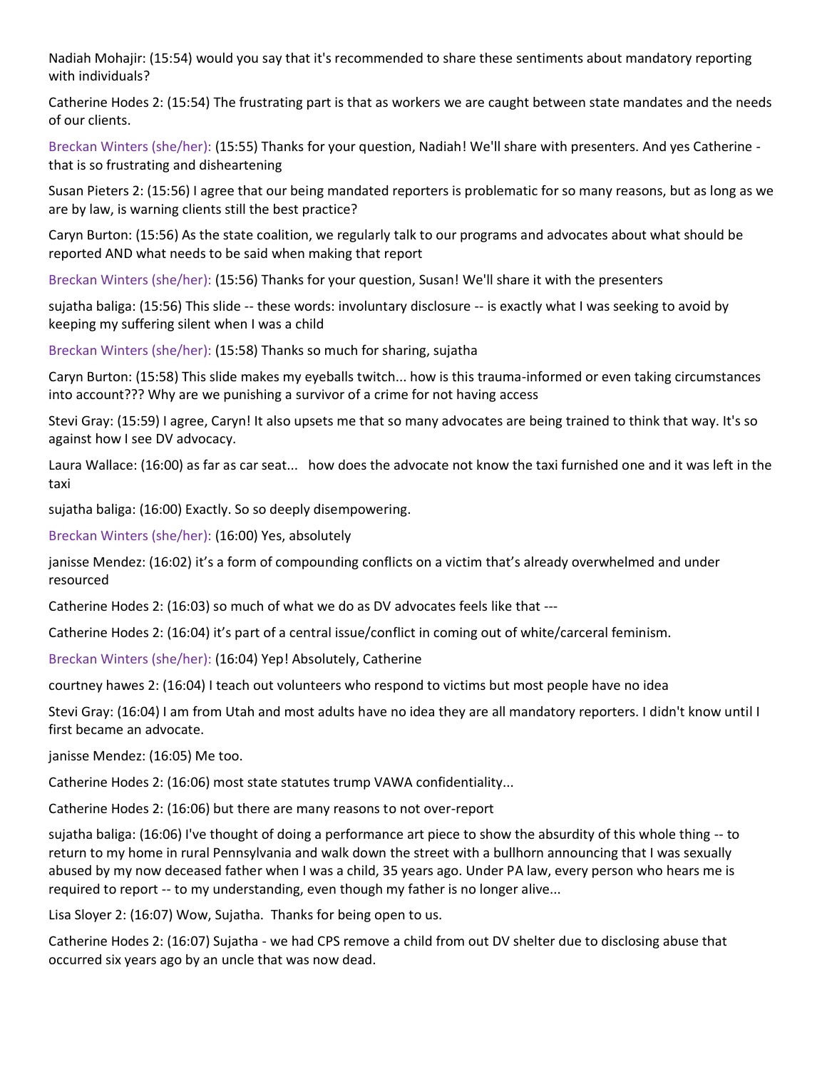Nadiah Mohajir: (15:54) would you say that it's recommended to share these sentiments about mandatory reporting with individuals?

Catherine Hodes 2: (15:54) The frustrating part is that as workers we are caught between state mandates and the needs of our clients.

Breckan Winters (she/her): (15:55) Thanks for your question, Nadiah! We'll share with presenters. And yes Catherine - that is so frustrating and disheartening

Susan Pieters 2: (15:56) I agree that our being mandated reporters is problematic for so many reasons, but as long as we are by law, is warning clients still the best practice?

Caryn Burton: (15:56) As the state coalition, we regularly talk to our programs and advocates about what should be reported AND what needs to be said when making that report

Breckan Winters (she/her): (15:56) Thanks for your question, Susan! We'll share it with the presenters

sujatha baliga: (15:56) This slide -- these words: involuntary disclosure -- is exactly what I was seeking to avoid by keeping my suffering silent when I was a child

Breckan Winters (she/her): (15:58) Thanks so much for sharing, sujatha

Caryn Burton: (15:58) This slide makes my eyeballs twitch... how is this trauma-informed or even taking circumstances into account??? Why are we punishing a survivor of a crime for not having access

Stevi Gray: (15:59) I agree, Caryn! It also upsets me that so many advocates are being trained to think that way. It's so against how I see DV advocacy.

Laura Wallace: (16:00) as far as car seat... how does the advocate not know the taxi furnished one and it was left in the taxi

sujatha baliga: (16:00) Exactly. So so deeply disempowering.

Breckan Winters (she/her): (16:00) Yes, absolutely

janisse Mendez: (16:02) it's a form of compounding conflicts on a victim that's already overwhelmed and under resourced

Catherine Hodes 2: (16:03) so much of what we do as DV advocates feels like that ---

Catherine Hodes 2: (16:04) it's part of a central issue/conflict in coming out of white/carceral feminism.

Breckan Winters (she/her): (16:04) Yep! Absolutely, Catherine

courtney hawes 2: (16:04) I teach out volunteers who respond to victims but most people have no idea

Stevi Gray: (16:04) I am from Utah and most adults have no idea they are all mandatory reporters. I didn't know until I first became an advocate.

janisse Mendez: (16:05) Me too.

Catherine Hodes 2: (16:06) most state statutes trump VAWA confidentiality...

Catherine Hodes 2: (16:06) but there are many reasons to not over-report

sujatha baliga: (16:06) I've thought of doing a performance art piece to show the absurdity of this whole thing -- to return to my home in rural Pennsylvania and walk down the street with a bullhorn announcing that I was sexually abused by my now deceased father when I was a child, 35 years ago. Under PA law, every person who hears me is required to report -- to my understanding, even though my father is no longer alive...

Lisa Sloyer 2: (16:07) Wow, Sujatha. Thanks for being open to us.

Catherine Hodes 2: (16:07) Sujatha - we had CPS remove a child from out DV shelter due to disclosing abuse that occurred six years ago by an uncle that was now dead.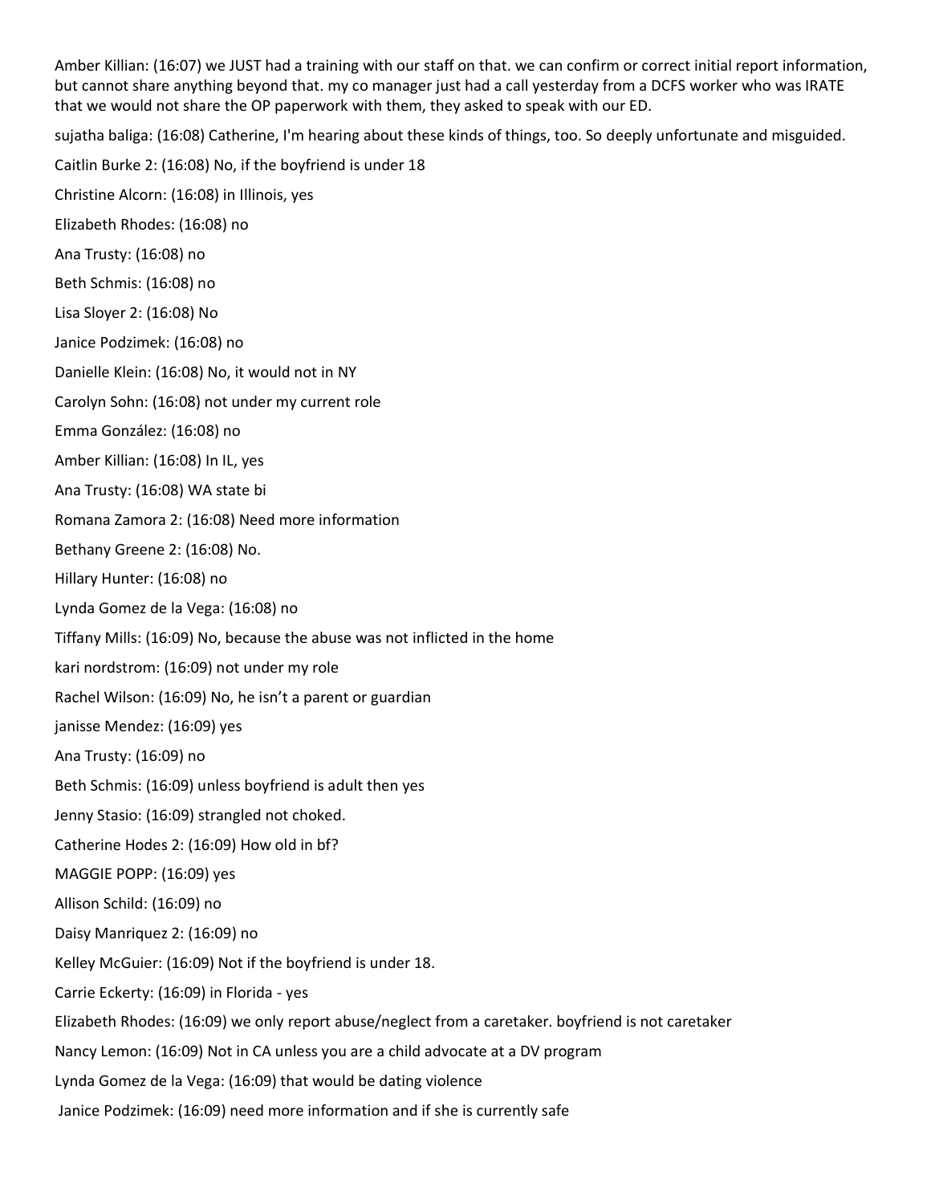Amber Killian: (16:07) we JUST had a training with our staff on that. we can confirm or correct initial report information, but cannot share anything beyond that. my co manager just had a call yesterday from a DCFS worker who was IRATE that we would not share the OP paperwork with them, they asked to speak with our ED.

sujatha baliga: (16:08) Catherine, I'm hearing about these kinds of things, too. So deeply unfortunate and misguided.

Caitlin Burke 2: (16:08) No, if the boyfriend is under 18

Christine Alcorn: (16:08) in Illinois, yes

Elizabeth Rhodes: (16:08) no

Ana Trusty: (16:08) no

Beth Schmis: (16:08) no

Lisa Sloyer 2: (16:08) No

Janice Podzimek: (16:08) no

Danielle Klein: (16:08) No, it would not in NY

Carolyn Sohn: (16:08) not under my current role

Emma González: (16:08) no

Amber Killian: (16:08) In IL, yes

Ana Trusty: (16:08) WA state bi

Romana Zamora 2: (16:08) Need more information

Bethany Greene 2: (16:08) No.

Hillary Hunter: (16:08) no

Lynda Gomez de la Vega: (16:08) no

Tiffany Mills: (16:09) No, because the abuse was not inflicted in the home

kari nordstrom: (16:09) not under my role

Rachel Wilson: (16:09) No, he isn't a parent or guardian

janisse Mendez: (16:09) yes

Ana Trusty: (16:09) no

Beth Schmis: (16:09) unless boyfriend is adult then yes

Jenny Stasio: (16:09) strangled not choked.

Catherine Hodes 2: (16:09) How old in bf?

MAGGIE POPP: (16:09) yes

Allison Schild: (16:09) no

Daisy Manriquez 2: (16:09) no

Kelley McGuier: (16:09) Not if the boyfriend is under 18.

Carrie Eckerty: (16:09) in Florida - yes

Elizabeth Rhodes: (16:09) we only report abuse/neglect from a caretaker. boyfriend is not caretaker

Nancy Lemon: (16:09) Not in CA unless you are a child advocate at a DV program

Lynda Gomez de la Vega: (16:09) that would be dating violence

Janice Podzimek: (16:09) need more information and if she is currently safe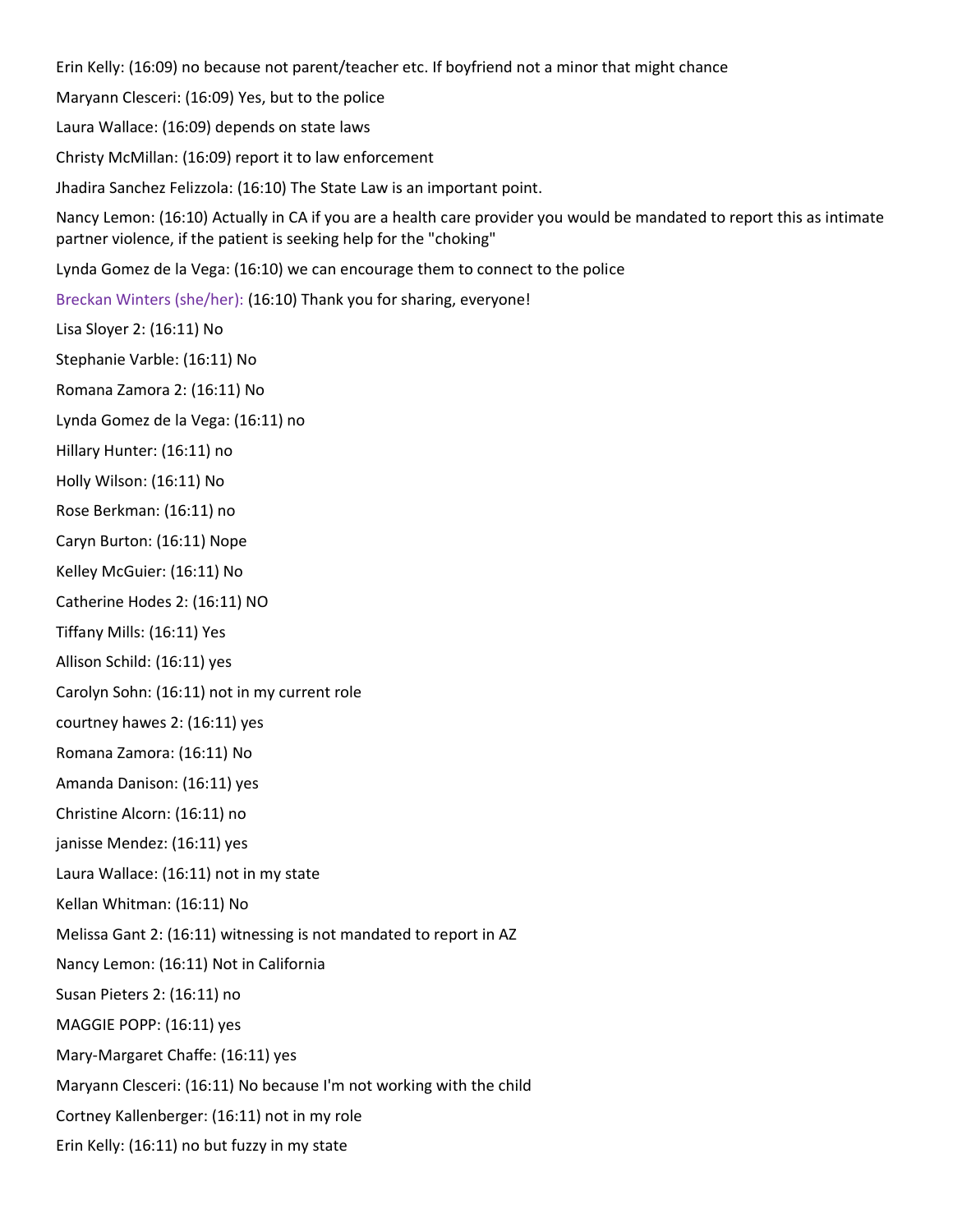Erin Kelly: (16:09) no because not parent/teacher etc. If boyfriend not a minor that might chance

Maryann Clesceri: (16:09) Yes, but to the police

Laura Wallace: (16:09) depends on state laws

Christy McMillan: (16:09) report it to law enforcement

Jhadira Sanchez Felizzola: (16:10) The State Law is an important point.

Nancy Lemon: (16:10) Actually in CA if you are a health care provider you would be mandated to report this as intimate partner violence, if the patient is seeking help for the "choking"

Lynda Gomez de la Vega: (16:10) we can encourage them to connect to the police

Breckan Winters (she/her): (16:10) Thank you for sharing, everyone!

Lisa Sloyer 2: (16:11) No

Stephanie Varble: (16:11) No

Romana Zamora 2: (16:11) No

Lynda Gomez de la Vega: (16:11) no

Hillary Hunter: (16:11) no

Holly Wilson: (16:11) No

Rose Berkman: (16:11) no

Caryn Burton: (16:11) Nope

Kelley McGuier: (16:11) No

Catherine Hodes 2: (16:11) NO

Tiffany Mills: (16:11) Yes

Allison Schild: (16:11) yes

Carolyn Sohn: (16:11) not in my current role

courtney hawes 2: (16:11) yes

Romana Zamora: (16:11) No

Amanda Danison: (16:11) yes

Christine Alcorn: (16:11) no

janisse Mendez: (16:11) yes

Laura Wallace: (16:11) not in my state

Kellan Whitman: (16:11) No

Melissa Gant 2: (16:11) witnessing is not mandated to report in AZ

Nancy Lemon: (16:11) Not in California

Susan Pieters 2: (16:11) no

MAGGIE POPP: (16:11) yes

Mary-Margaret Chaffe: (16:11) yes

Maryann Clesceri: (16:11) No because I'm not working with the child

Cortney Kallenberger: (16:11) not in my role

Erin Kelly: (16:11) no but fuzzy in my state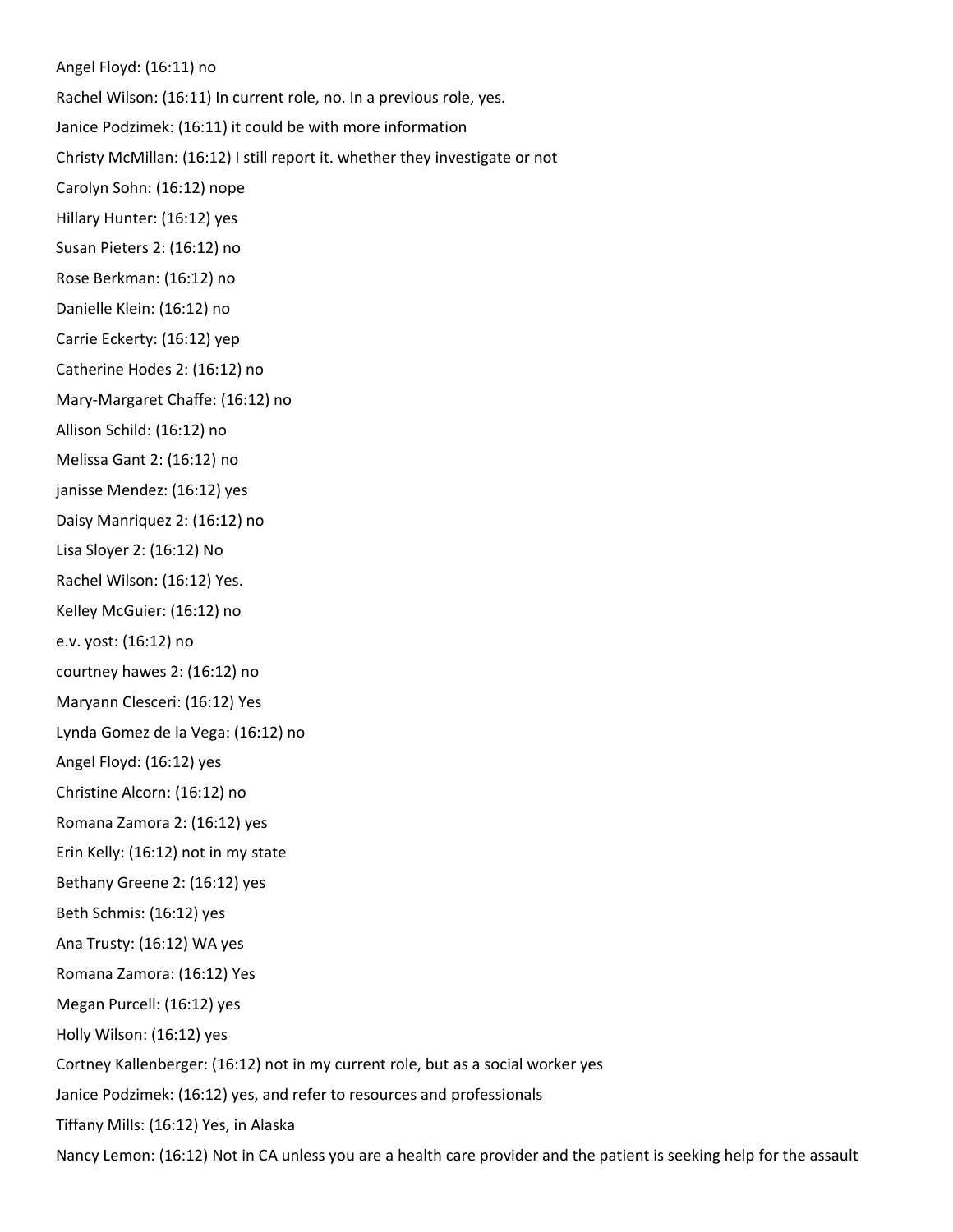Angel Floyd: (16:11) no

Rachel Wilson: (16:11) In current role, no. In a previous role, yes.

Janice Podzimek: (16:11) it could be with more information

Christy McMillan: (16:12) I still report it. whether they investigate or not

Carolyn Sohn: (16:12) nope

Hillary Hunter: (16:12) yes

Susan Pieters 2: (16:12) no

Rose Berkman: (16:12) no

Danielle Klein: (16:12) no

Carrie Eckerty: (16:12) yep

Catherine Hodes 2: (16:12) no

Mary-Margaret Chaffe: (16:12) no

Allison Schild: (16:12) no

Melissa Gant 2: (16:12) no

janisse Mendez: (16:12) yes

Daisy Manriquez 2: (16:12) no

Lisa Sloyer 2: (16:12) No

Rachel Wilson: (16:12) Yes.

Kelley McGuier: (16:12) no

e.v. yost: (16:12) no

courtney hawes 2: (16:12) no

Maryann Clesceri: (16:12) Yes

Lynda Gomez de la Vega: (16:12) no

Angel Floyd: (16:12) yes

Christine Alcorn: (16:12) no

Romana Zamora 2: (16:12) yes

Erin Kelly: (16:12) not in my state

Bethany Greene 2: (16:12) yes

Beth Schmis: (16:12) yes

Ana Trusty: (16:12) WA yes

Romana Zamora: (16:12) Yes

Megan Purcell: (16:12) yes

Holly Wilson: (16:12) yes

Cortney Kallenberger: (16:12) not in my current role, but as a social worker yes

Janice Podzimek: (16:12) yes, and refer to resources and professionals

Tiffany Mills: (16:12) Yes, in Alaska

Nancy Lemon: (16:12) Not in CA unless you are a health care provider and the patient is seeking help for the assault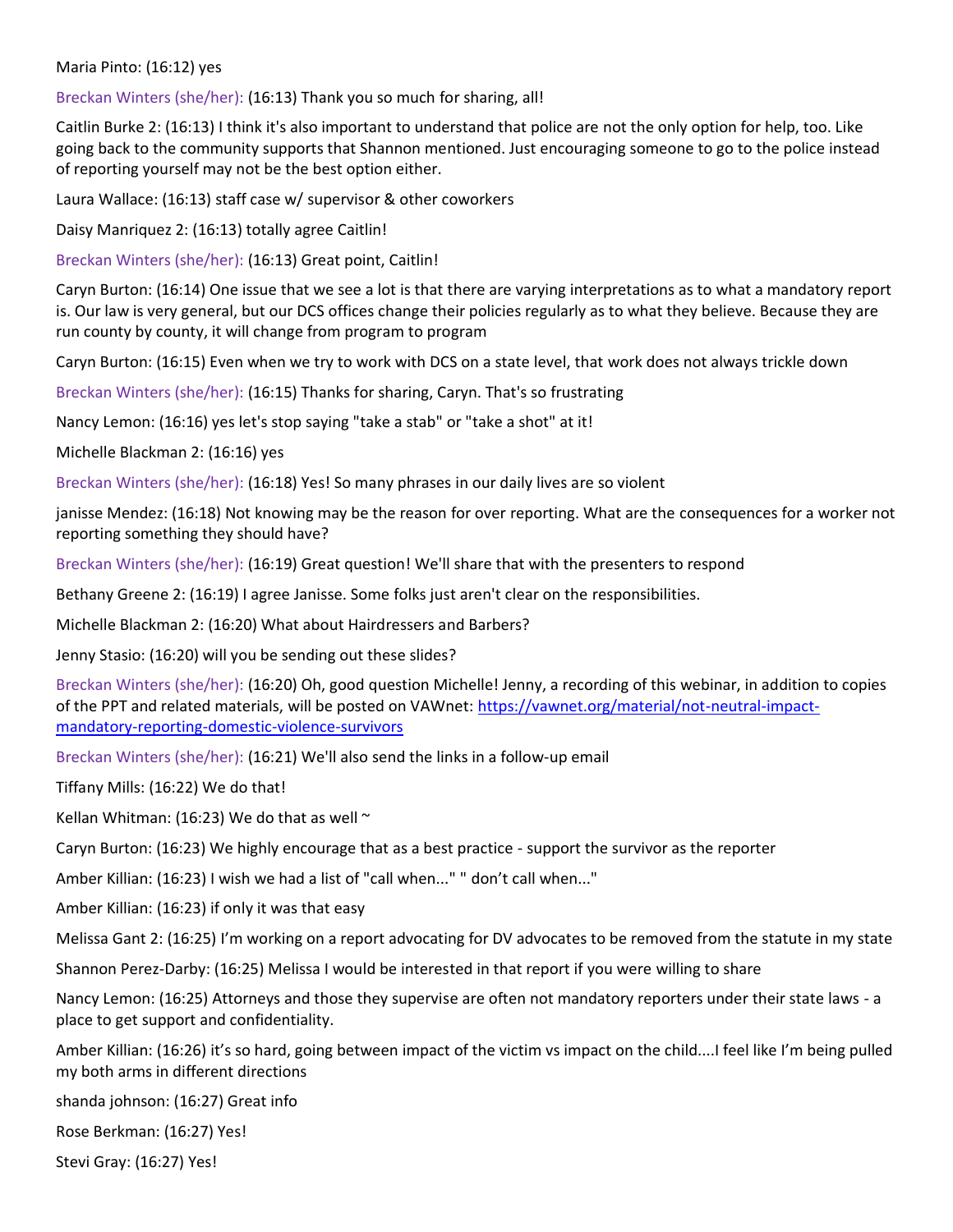Maria Pinto: (16:12) yes

Breckan Winters (she/her): (16:13) Thank you so much for sharing, all!

Caitlin Burke 2: (16:13) I think it's also important to understand that police are not the only option for help, too. Like going back to the community supports that Shannon mentioned. Just encouraging someone to go to the police instead of reporting yourself may not be the best option either.

Laura Wallace: (16:13) staff case w/ supervisor & other coworkers

Daisy Manriquez 2: (16:13) totally agree Caitlin!

Breckan Winters (she/her): (16:13) Great point, Caitlin!

Caryn Burton: (16:14) One issue that we see a lot is that there are varying interpretations as to what a mandatory report is. Our law is very general, but our DCS offices change their policies regularly as to what they believe. Because they are run county by county, it will change from program to program

Caryn Burton: (16:15) Even when we try to work with DCS on a state level, that work does not always trickle down

Breckan Winters (she/her): (16:15) Thanks for sharing, Caryn. That's so frustrating

Nancy Lemon: (16:16) yes let's stop saying "take a stab" or "take a shot" at it!

Michelle Blackman 2: (16:16) yes

Breckan Winters (she/her): (16:18) Yes! So many phrases in our daily lives are so violent

janisse Mendez: (16:18) Not knowing may be the reason for over reporting. What are the consequences for a worker not reporting something they should have?

Breckan Winters (she/her): (16:19) Great question! We'll share that with the presenters to respond

Bethany Greene 2: (16:19) I agree Janisse. Some folks just aren't clear on the responsibilities.

Michelle Blackman 2: (16:20) What about Hairdressers and Barbers?

Jenny Stasio: (16:20) will you be sending out these slides?

Breckan Winters (she/her): (16:20) Oh, good question Michelle! Jenny, a recording of this webinar, in addition to copies of the PPT and related materials, will be posted on VAWnet: https://vawnet.org/material/not-neutral-impact-mandatory-reporting-domestic-violence-survivors

Breckan Winters (she/her): (16:21) We'll also send the links in a follow-up email

Tiffany Mills: (16:22) We do that!

Kellan Whitman: (16:23) We do that as well ~

Caryn Burton: (16:23) We highly encourage that as a best practice - support the survivor as the reporter

Amber Killian: (16:23) I wish we had a list of "call when..." " don't call when..."

Amber Killian: (16:23) if only it was that easy

Melissa Gant 2: (16:25) I'm working on a report advocating for DV advocates to be removed from the statute in my state

Shannon Perez-Darby: (16:25) Melissa I would be interested in that report if you were willing to share

Nancy Lemon: (16:25) Attorneys and those they supervise are often not mandatory reporters under their state laws - a place to get support and confidentiality.

Amber Killian: (16:26) it's so hard, going between impact of the victim vs impact on the child....I feel like I'm being pulled my both arms in different directions

shanda johnson: (16:27) Great info

Rose Berkman: (16:27) Yes!

Stevi Gray: (16:27) Yes!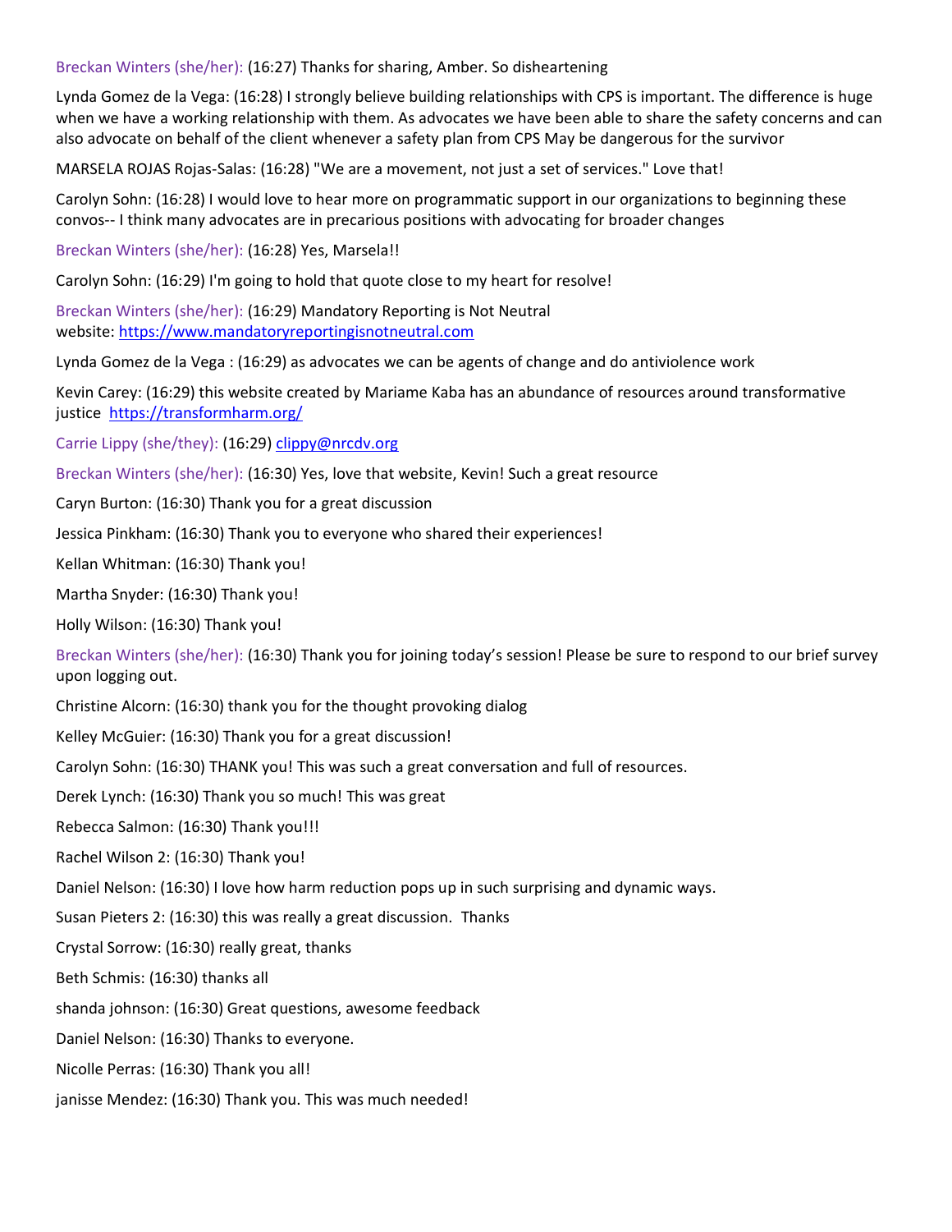Breckan Winters (she/her): (16:27) Thanks for sharing, Amber. So disheartening

Lynda Gomez de la Vega: (16:28) I strongly believe building relationships with CPS is important. The difference is huge when we have a working relationship with them. As advocates we have been able to share the safety concerns and can also advocate on behalf of the client whenever a safety plan from CPS May be dangerous for the survivor

MARSELA ROJAS Rojas-Salas: (16:28) "We are a movement, not just a set of services." Love that!

Carolyn Sohn: (16:28) I would love to hear more on programmatic support in our organizations to beginning these convos-- I think many advocates are in precarious positions with advocating for broader changes

Breckan Winters (she/her): (16:28) Yes, Marsela!!

Carolyn Sohn: (16:29) I'm going to hold that quote close to my heart for resolve!

Breckan Winters (she/her): (16:29) Mandatory Reporting is Not Neutral website: https://www.mandatoryreportingisnotneutral.com

Lynda Gomez de la Vega : (16:29) as advocates we can be agents of change and do antiviolence work

Kevin Carey: (16:29) this website created by Mariame Kaba has an abundance of resources around transformative justice https://transformharm.org/

Carrie Lippy (she/they): (16:29) clippy@nrcdv.org

Breckan Winters (she/her): (16:30) Yes, love that website, Kevin! Such a great resource

Caryn Burton: (16:30) Thank you for a great discussion

Jessica Pinkham: (16:30) Thank you to everyone who shared their experiences!

Kellan Whitman: (16:30) Thank you!

Martha Snyder: (16:30) Thank you!

Holly Wilson: (16:30) Thank you!

Breckan Winters (she/her): (16:30) Thank you for joining today's session! Please be sure to respond to our brief survey upon logging out.

Christine Alcorn: (16:30) thank you for the thought provoking dialog

Kelley McGuier: (16:30) Thank you for a great discussion!

Carolyn Sohn: (16:30) THANK you! This was such a great conversation and full of resources.

Derek Lynch: (16:30) Thank you so much! This was great

Rebecca Salmon: (16:30) Thank you!!!

Rachel Wilson 2: (16:30) Thank you!

Daniel Nelson: (16:30) I love how harm reduction pops up in such surprising and dynamic ways.

Susan Pieters 2: (16:30) this was really a great discussion. Thanks

Crystal Sorrow: (16:30) really great, thanks

Beth Schmis: (16:30) thanks all

shanda johnson: (16:30) Great questions, awesome feedback

Daniel Nelson: (16:30) Thanks to everyone.

Nicolle Perras: (16:30) Thank you all!

janisse Mendez: (16:30) Thank you. This was much needed!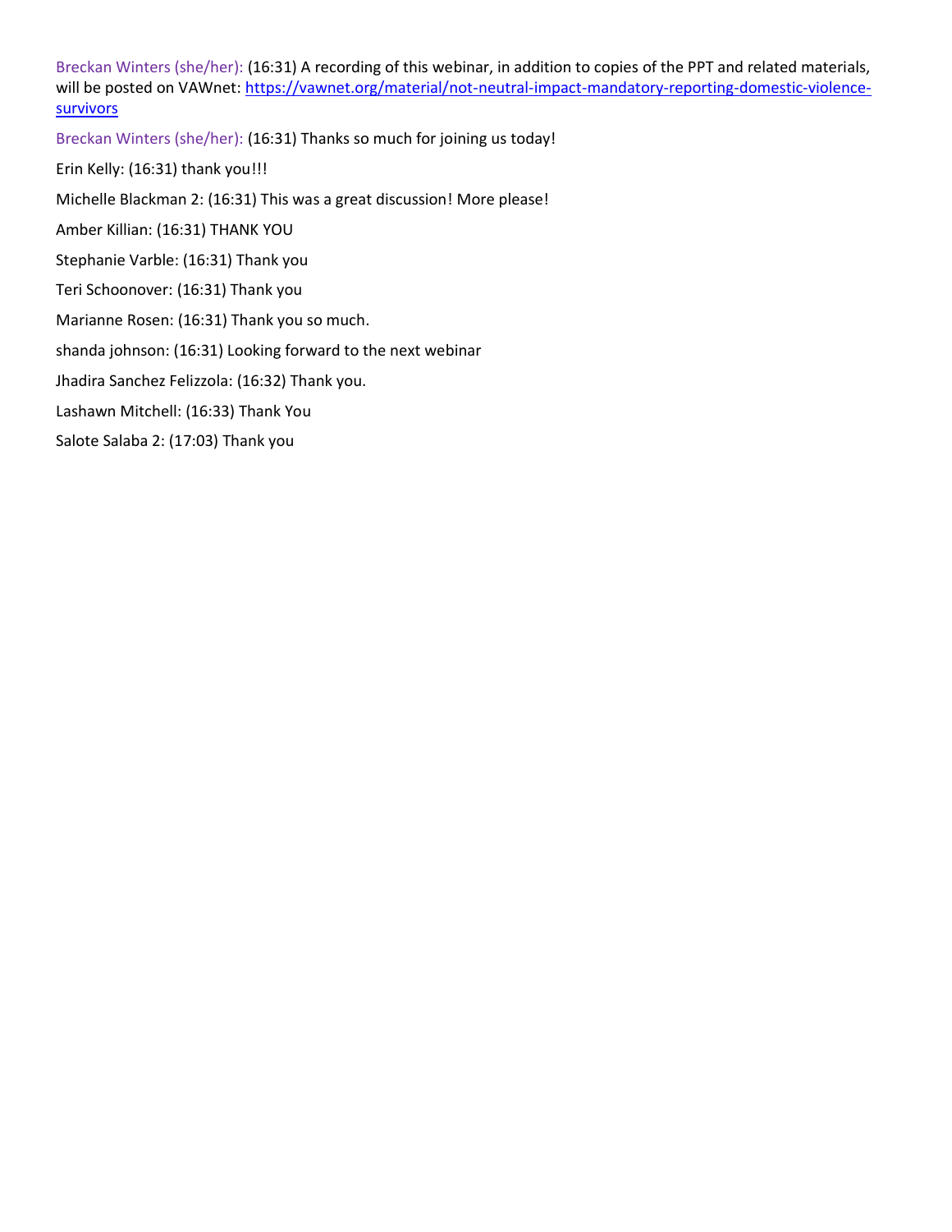Breckan Winters (she/her): (16:31) A recording of this webinar, in addition to copies of the PPT and related materials, will be posted on VAWnet: [https://vawnet.org/material/not-neutral-impact-mandatory-reporting-domestic-violence-survivors](https://vawnet.org/material/not-neutral-impact-mandatory-reporting-domestic-violence-survivors)

Breckan Winters (she/her): (16:31) Thanks so much for joining us today!

Erin Kelly: (16:31) thank you!!!

Michelle Blackman 2: (16:31) This was a great discussion! More please!

Amber Killian: (16:31) THANK YOU

Stephanie Varble: (16:31) Thank you

Teri Schoonover: (16:31) Thank you

Marianne Rosen: (16:31) Thank you so much.

shanda johnson: (16:31) Looking forward to the next webinar

Jhadira Sanchez Felizzola: (16:32) Thank you.

Lashawn Mitchell: (16:33) Thank You

Salote Salaba 2: (17:03) Thank you